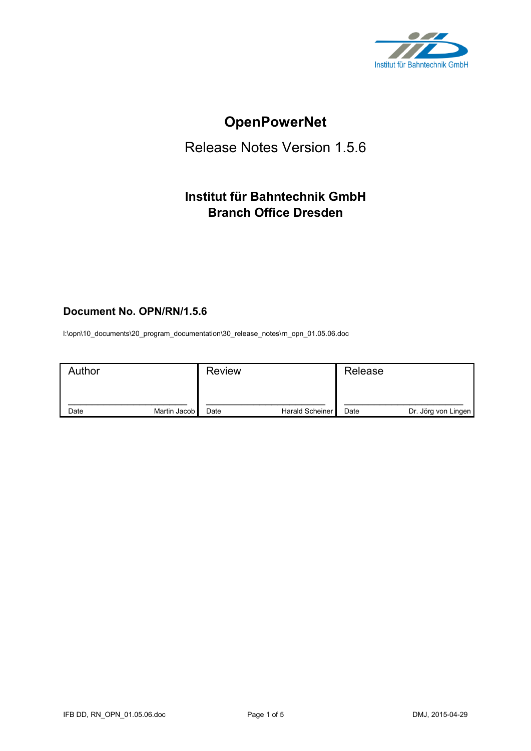Institut für Bahntechnik GmbH

# OpenPowerNet

## Release Notes Version 1.5.6

### Institut für Bahntechnik GmbH
### Branch Office Dresden

**Document No. OPN/RN/1.5.6**

I:\opn\10_documents\20_program_documentation\30_release_notes\rn_opn_01.05.06.doc

| Author | Review | Release |
|---|---|---|
| Date Martin Jacob | Date Harald Scheiner | Date Dr. Jörg von Lingen |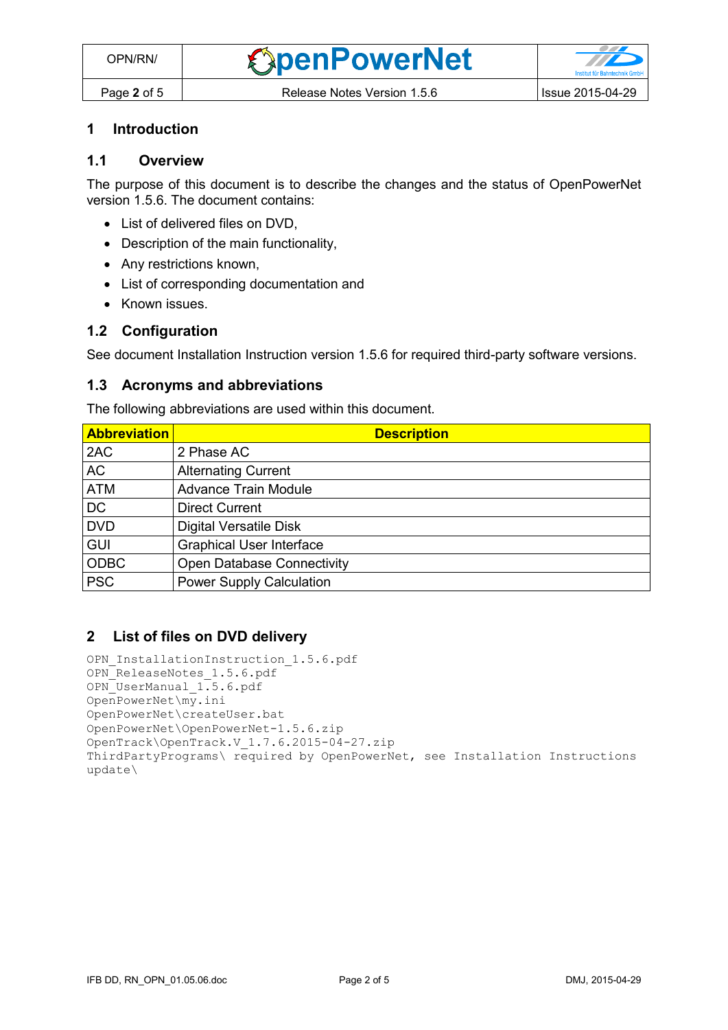# 1 Introduction

## 1.1 Overview

The purpose of this document is to describe the changes and the status of OpenPowerNet version 1.5.6. The document contains:

- List of delivered files on DVD,
- Description of the main functionality,
- Any restrictions known,
- List of corresponding documentation and
- Known issues.

## 1.2 Configuration

See document Installation Instruction version 1.5.6 for required third-party software versions.

## 1.3 Acronyms and abbreviations

The following abbreviations are used within this document.

| Abbreviation | Description |
|---|---|
| 2AC | 2 Phase AC |
| AC | Alternating Current |
| ATM | Advance Train Module |
| DC | Direct Current |
| DVD | Digital Versatile Disk |
| GUI | Graphical User Interface |
| ODBC | Open Database Connectivity |
| PSC | Power Supply Calculation |

# 2 List of files on DVD delivery

```
OPN_InstallationInstruction_1.5.6.pdf
OPN_ReleaseNotes_1.5.6.pdf
OPN_UserManual_1.5.6.pdf
OpenPowerNet\my.ini
OpenPowerNet\createUser.bat
OpenPowerNet\OpenPowerNet-1.5.6.zip
OpenTrack\OpenTrack.V_1.7.6.2015-04-27.zip
ThirdPartyPrograms\ required by OpenPowerNet, see Installation Instructions
update\
```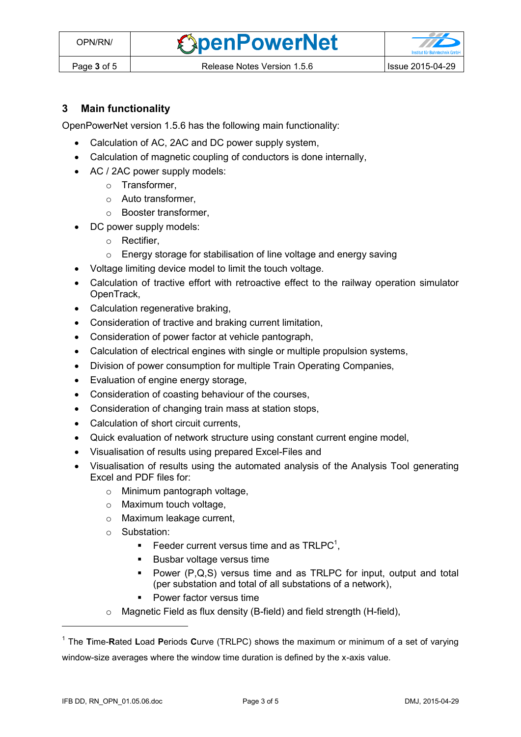## 3 Main functionality

OpenPowerNet version 1.5.6 has the following main functionality:

- Calculation of AC, 2AC and DC power supply system,
- Calculation of magnetic coupling of conductors is done internally,
- AC / 2AC power supply models:
  - Transformer,
  - Auto transformer,
  - Booster transformer,
- DC power supply models:
  - Rectifier,
  - Energy storage for stabilisation of line voltage and energy saving
- Voltage limiting device model to limit the touch voltage.
- Calculation of tractive effort with retroactive effect to the railway operation simulator OpenTrack,
- Calculation regenerative braking,
- Consideration of tractive and braking current limitation,
- Consideration of power factor at vehicle pantograph,
- Calculation of electrical engines with single or multiple propulsion systems,
- Division of power consumption for multiple Train Operating Companies,
- Evaluation of engine energy storage,
- Consideration of coasting behaviour of the courses,
- Consideration of changing train mass at station stops,
- Calculation of short circuit currents,
- Quick evaluation of network structure using constant current engine model,
- Visualisation of results using prepared Excel-Files and
- Visualisation of results using the automated analysis of the Analysis Tool generating Excel and PDF files for:
  - Minimum pantograph voltage,
  - Maximum touch voltage,
  - Maximum leakage current,
  - Substation:
    - Feeder current versus time and as TRLPC[1],
    - Busbar voltage versus time
    - Power (P,Q,S) versus time and as TRLPC for input, output and total (per substation and total of all substations of a network),
    - Power factor versus time
  - Magnetic Field as flux density (B-field) and field strength (H-field),

[1] The **T**ime-**R**ated **L**oad **P**eriods **C**urve (TRLPC) shows the maximum or minimum of a set of varying window-size averages where the window time duration is defined by the x-axis value.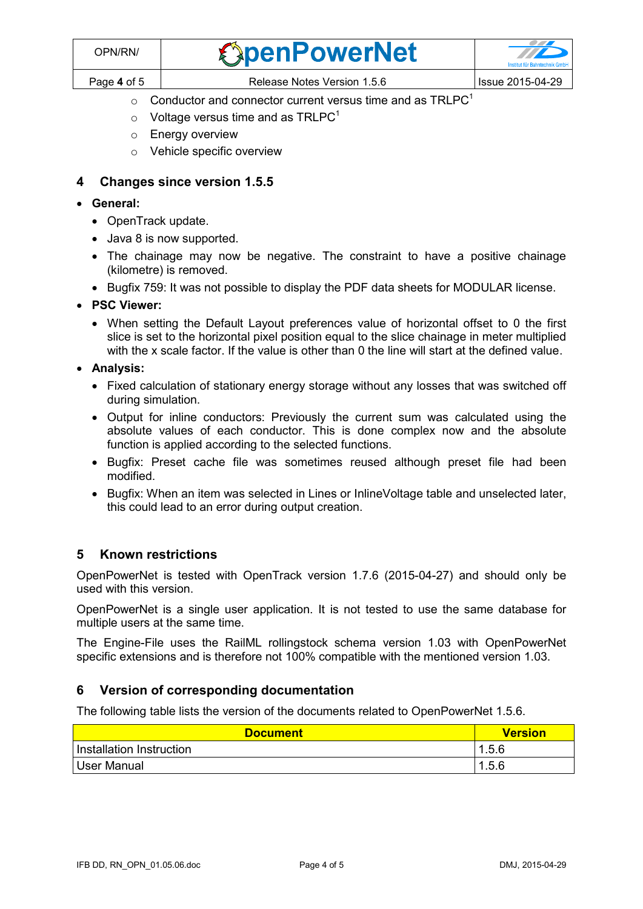- Conductor and connector current versus time and as TRLPC[1]
- Voltage versus time and as TRLPC[1]
- Energy overview
- Vehicle specific overview

## 4 Changes since version 1.5.5

- **General:**
  - OpenTrack update.
  - Java 8 is now supported.
  - The chainage may now be negative. The constraint to have a positive chainage (kilometre) is removed.
  - Bugfix 759: It was not possible to display the PDF data sheets for MODULAR license.
- **PSC Viewer:**
  - When setting the Default Layout preferences value of horizontal offset to 0 the first slice is set to the horizontal pixel position equal to the slice chainage in meter multiplied with the x scale factor. If the value is other than 0 the line will start at the defined value.
- **Analysis:**
  - Fixed calculation of stationary energy storage without any losses that was switched off during simulation.
  - Output for inline conductors: Previously the current sum was calculated using the absolute values of each conductor. This is done complex now and the absolute function is applied according to the selected functions.
  - Bugfix: Preset cache file was sometimes reused although preset file had been modified.
  - Bugfix: When an item was selected in Lines or InlineVoltage table and unselected later, this could lead to an error during output creation.

## 5 Known restrictions

OpenPowerNet is tested with OpenTrack version 1.7.6 (2015-04-27) and should only be used with this version.

OpenPowerNet is a single user application. It is not tested to use the same database for multiple users at the same time.

The Engine-File uses the RailML rollingstock schema version 1.03 with OpenPowerNet specific extensions and is therefore not 100% compatible with the mentioned version 1.03.

## 6 Version of corresponding documentation

The following table lists the version of the documents related to OpenPowerNet 1.5.6.

| Document | Version |
|---|---|
| Installation Instruction | 1.5.6 |
| User Manual | 1.5.6 |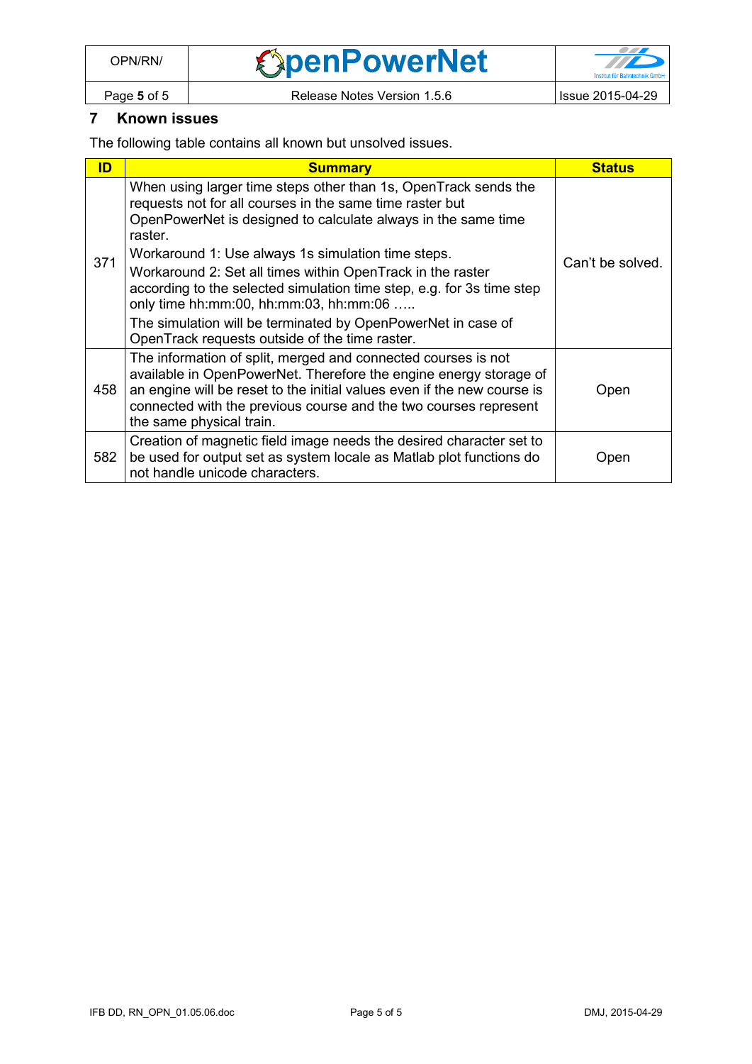## 7 Known issues

The following table contains all known but unsolved issues.

| ID | Summary | Status |
|---|---|---|
| 371 | When using larger time steps other than 1s, OpenTrack sends the requests not for all courses in the same time raster but OpenPowerNet is designed to calculate always in the same time raster.<br>Workaround 1: Use always 1s simulation time steps.<br>Workaround 2: Set all times within OpenTrack in the raster according to the selected simulation time step, e.g. for 3s time step only time hh:mm:00, hh:mm:03, hh:mm:06 …..<br>The simulation will be terminated by OpenPowerNet in case of OpenTrack requests outside of the time raster. | Can't be solved. |
| 458 | The information of split, merged and connected courses is not available in OpenPowerNet. Therefore the engine energy storage of an engine will be reset to the initial values even if the new course is connected with the previous course and the two courses represent the same physical train. | Open |
| 582 | Creation of magnetic field image needs the desired character set to be used for output set as system locale as Matlab plot functions do not handle unicode characters. | Open |